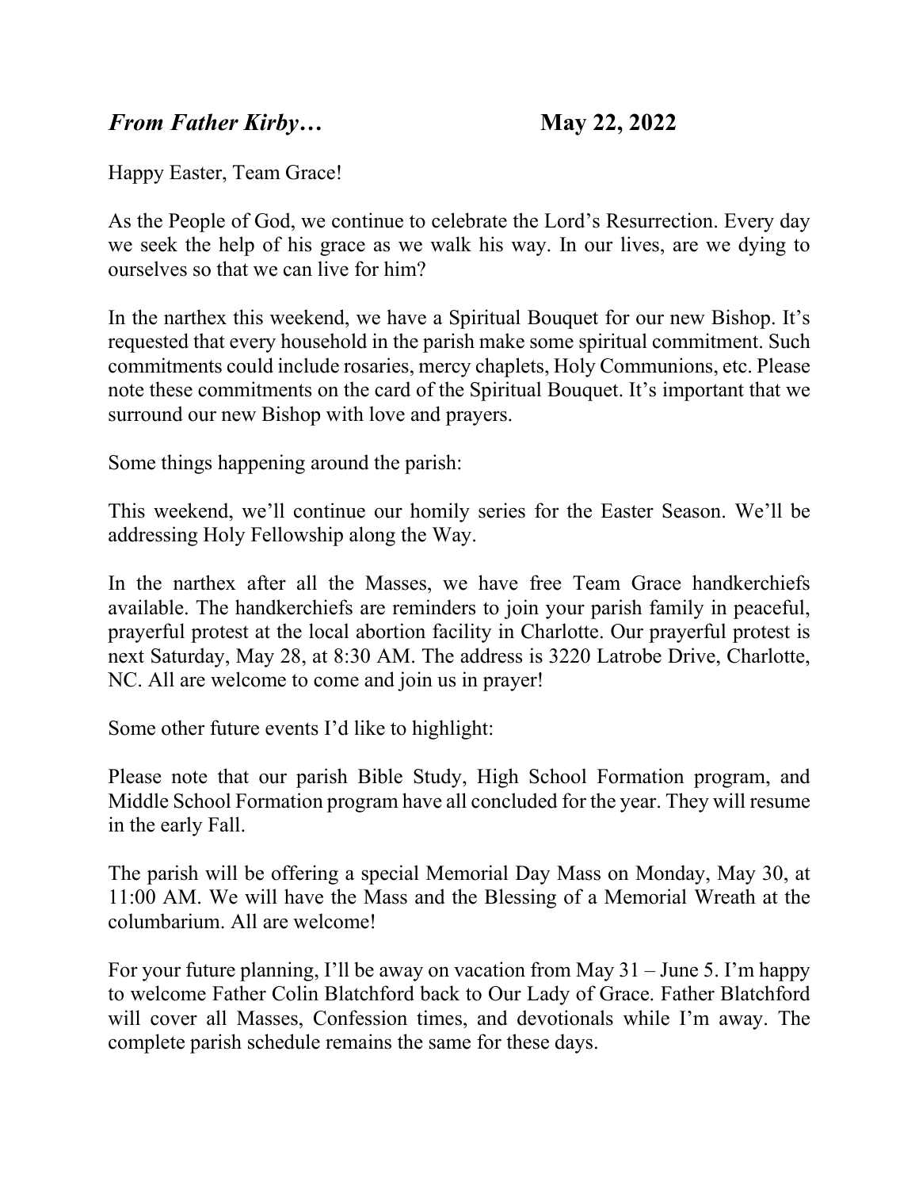***From Father Kirby…*** **May 22, 2022**

Happy Easter, Team Grace!

As the People of God, we continue to celebrate the Lord's Resurrection. Every day we seek the help of his grace as we walk his way. In our lives, are we dying to ourselves so that we can live for him?

In the narthex this weekend, we have a Spiritual Bouquet for our new Bishop. It's requested that every household in the parish make some spiritual commitment. Such commitments could include rosaries, mercy chaplets, Holy Communions, etc. Please note these commitments on the card of the Spiritual Bouquet. It's important that we surround our new Bishop with love and prayers.

Some things happening around the parish:

This weekend, we'll continue our homily series for the Easter Season. We'll be addressing Holy Fellowship along the Way.

In the narthex after all the Masses, we have free Team Grace handkerchiefs available. The handkerchiefs are reminders to join your parish family in peaceful, prayerful protest at the local abortion facility in Charlotte. Our prayerful protest is next Saturday, May 28, at 8:30 AM. The address is 3220 Latrobe Drive, Charlotte, NC. All are welcome to come and join us in prayer!

Some other future events I'd like to highlight:

Please note that our parish Bible Study, High School Formation program, and Middle School Formation program have all concluded for the year. They will resume in the early Fall.

The parish will be offering a special Memorial Day Mass on Monday, May 30, at 11:00 AM. We will have the Mass and the Blessing of a Memorial Wreath at the columbarium. All are welcome!

For your future planning, I'll be away on vacation from May 31 – June 5. I'm happy to welcome Father Colin Blatchford back to Our Lady of Grace. Father Blatchford will cover all Masses, Confession times, and devotionals while I'm away. The complete parish schedule remains the same for these days.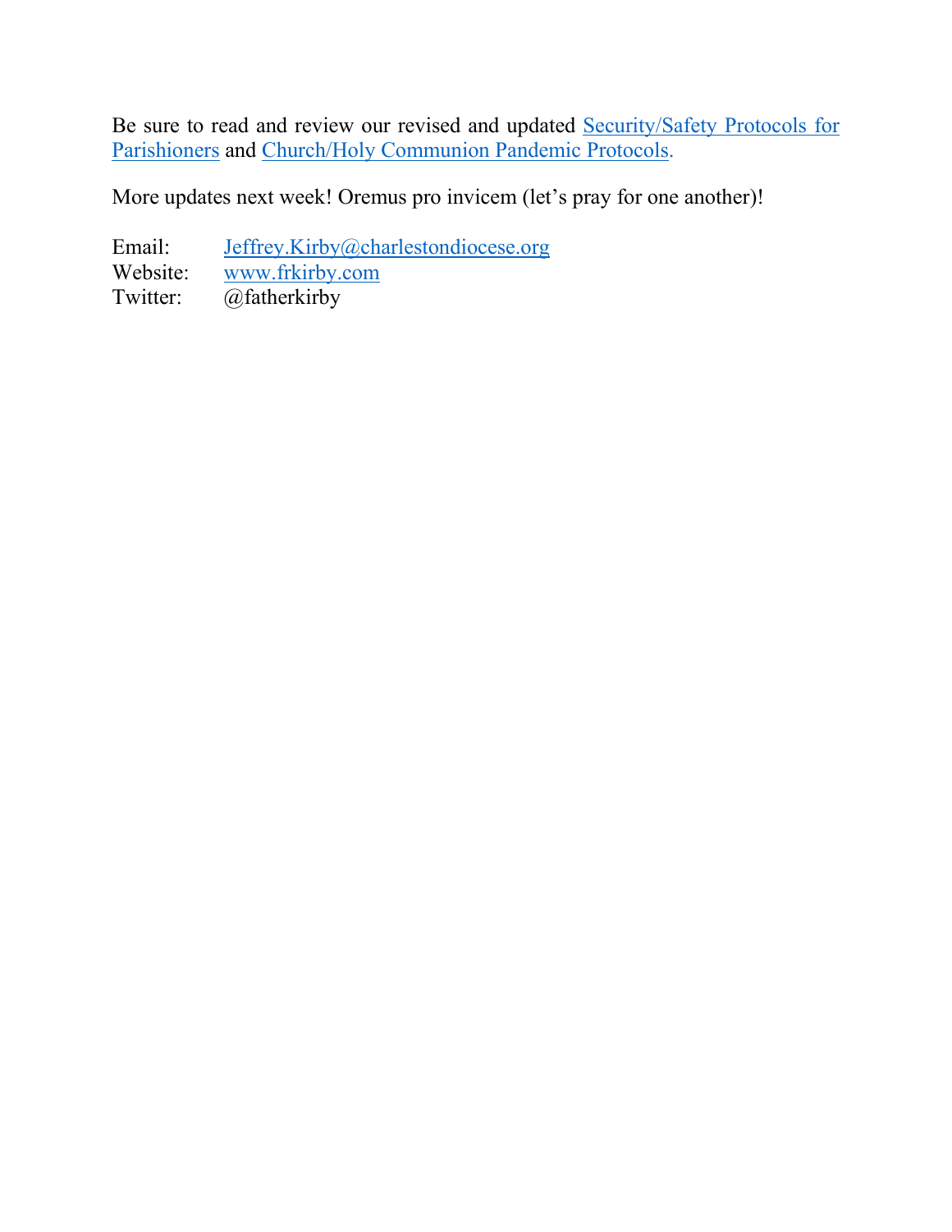Be sure to read and review our revised and updated Security/Safety Protocols for Parishioners and Church/Holy Communion Pandemic Protocols.

More updates next week! Oremus pro invicem (let's pray for one another)!

Email: Jeffrey.Kirby@charlestondiocese.org
Website: www.frkirby.com
Twitter: @fatherkirby